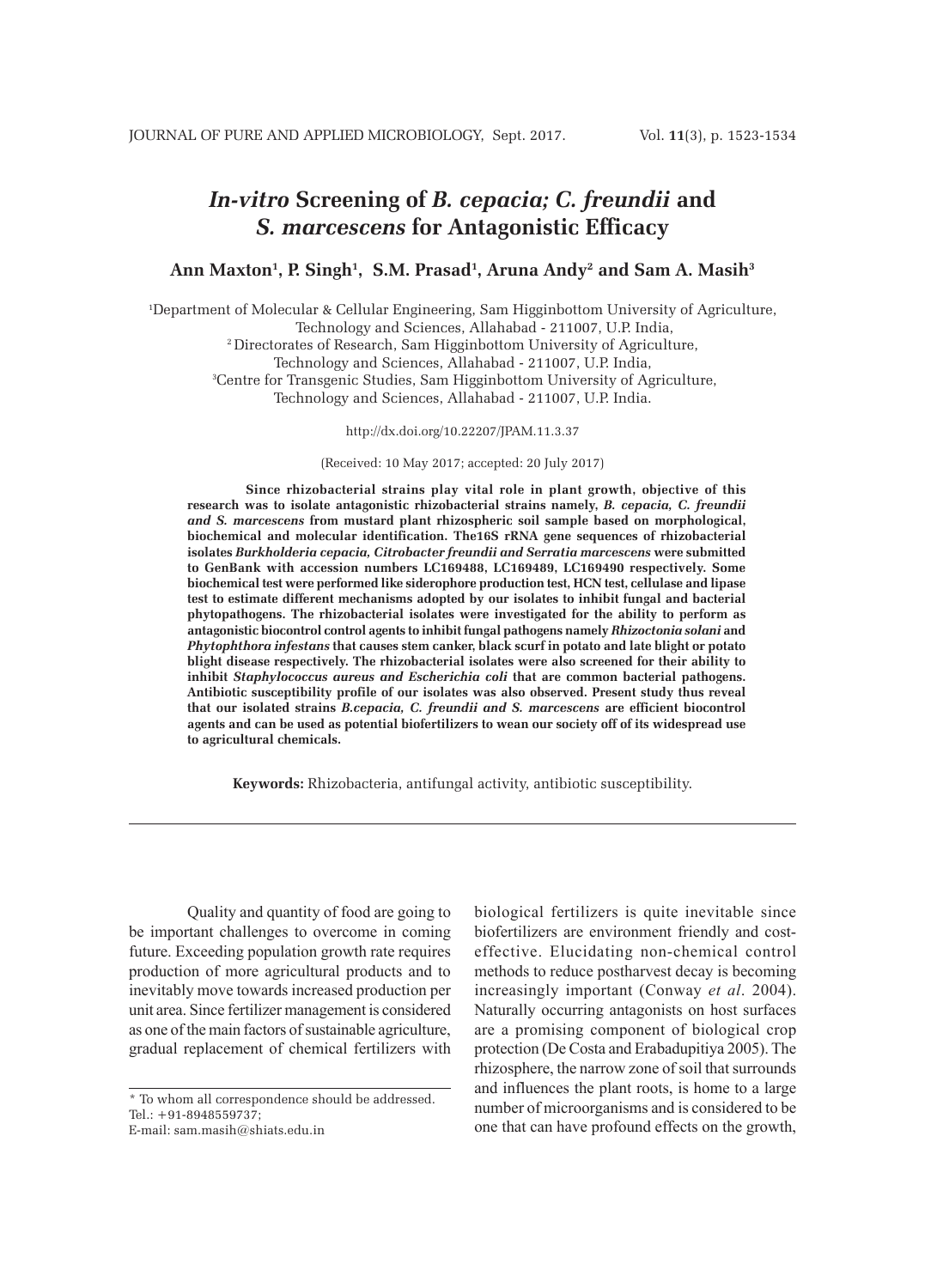# *In-vitro* Screening of *B. cepacia; C. freundii* and *S. marcescens* for Antagonistic Efficacy

**Ann Maxton[1], P. Singh[1], S.M. Prasad[1], Aruna Andy[2] and Sam A. Masih[3]**

[1]Department of Molecular & Cellular Engineering, Sam Higginbottom University of Agriculture, Technology and Sciences, Allahabad - 211007, U.P. India,
[2]Directorates of Research, Sam Higginbottom University of Agriculture, Technology and Sciences, Allahabad - 211007, U.P. India,
[3]Centre for Transgenic Studies, Sam Higginbottom University of Agriculture, Technology and Sciences, Allahabad - 211007, U.P. India.

http://dx.doi.org/10.22207/JPAM.11.3.37

(Received: 10 May 2017; accepted: 20 July 2017)

**Since rhizobacterial strains play vital role in plant growth, objective of this research was to isolate antagonistic rhizobacterial strains namely, *B. cepacia, C. freundii and S. marcescens* from mustard plant rhizospheric soil sample based on morphological, biochemical and molecular identification. The16S rRNA gene sequences of rhizobacterial isolates *Burkholderia cepacia, Citrobacter freundii and Serratia marcescens* were submitted to GenBank with accession numbers LC169488, LC169489, LC169490 respectively. Some biochemical test were performed like siderophore production test, HCN test, cellulase and lipase test to estimate different mechanisms adopted by our isolates to inhibit fungal and bacterial phytopathogens. The rhizobacterial isolates were investigated for the ability to perform as antagonistic biocontrol control agents to inhibit fungal pathogens namely *Rhizoctonia solani* and *Phytophthora infestans* that causes stem canker, black scurf in potato and late blight or potato blight disease respectively. The rhizobacterial isolates were also screened for their ability to inhibit *Staphylococcus aureus and Escherichia coli* that are common bacterial pathogens. Antibiotic susceptibility profile of our isolates was also observed. Present study thus reveal that our isolated strains *B.cepacia, C. freundii and S. marcescens* are efficient biocontrol agents and can be used as potential biofertilizers to wean our society off of its widespread use to agricultural chemicals.**

**Keywords:** Rhizobacteria, antifungal activity, antibiotic susceptibility.

---

Quality and quantity of food are going to be important challenges to overcome in coming future. Exceeding population growth rate requires production of more agricultural products and to inevitably move towards increased production per unit area. Since fertilizer management is considered as one of the main factors of sustainable agriculture, gradual replacement of chemical fertilizers with biological fertilizers is quite inevitable since biofertilizers are environment friendly and cost-effective. Elucidating non-chemical control methods to reduce postharvest decay is becoming increasingly important (Conway *et al*. 2004). Naturally occurring antagonists on host surfaces are a promising component of biological crop protection (De Costa and Erabadupitiya 2005). The rhizosphere, the narrow zone of soil that surrounds and influences the plant roots, is home to a large number of microorganisms and is considered to be one that can have profound effects on the growth,

---

\* To whom all correspondence should be addressed.
Tel.: +91-8948559737;
E-mail: sam.masih@shiats.edu.in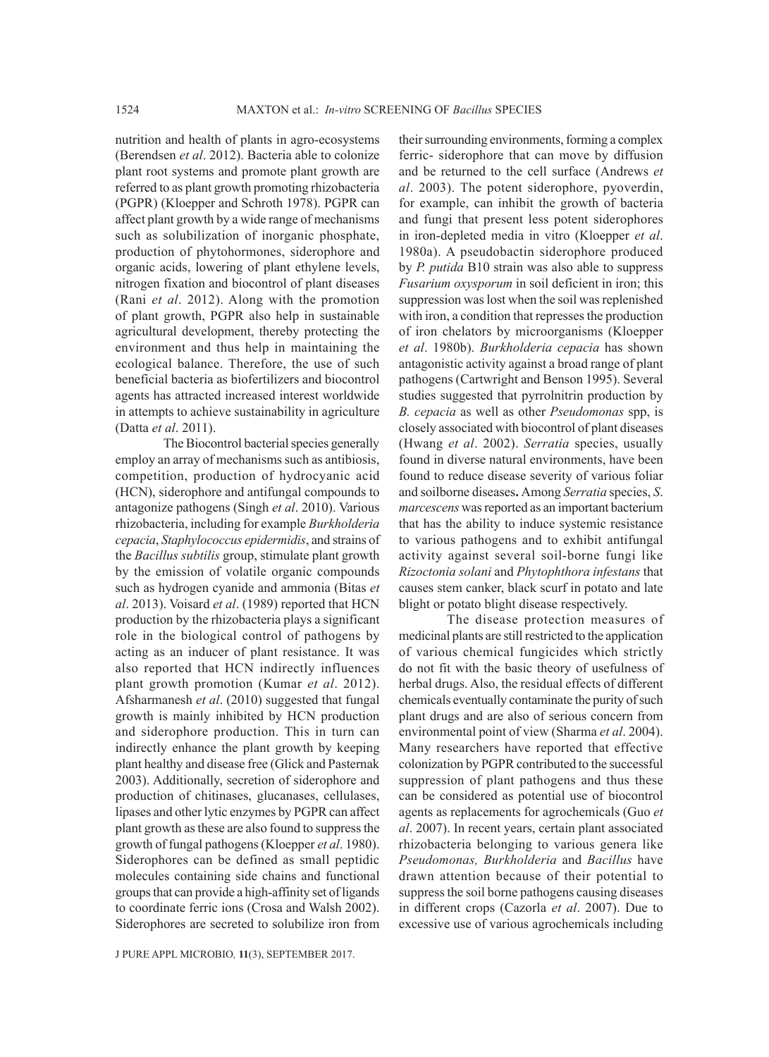nutrition and health of plants in agro-ecosystems (Berendsen *et al*. 2012). Bacteria able to colonize plant root systems and promote plant growth are referred to as plant growth promoting rhizobacteria (PGPR) (Kloepper and Schroth 1978). PGPR can affect plant growth by a wide range of mechanisms such as solubilization of inorganic phosphate, production of phytohormones, siderophore and organic acids, lowering of plant ethylene levels, nitrogen fixation and biocontrol of plant diseases (Rani *et al*. 2012). Along with the promotion of plant growth, PGPR also help in sustainable agricultural development, thereby protecting the environment and thus help in maintaining the ecological balance. Therefore, the use of such beneficial bacteria as biofertilizers and biocontrol agents has attracted increased interest worldwide in attempts to achieve sustainability in agriculture (Datta *et al*. 2011).

The Biocontrol bacterial species generally employ an array of mechanisms such as antibiosis, competition, production of hydrocyanic acid (HCN), siderophore and antifungal compounds to antagonize pathogens (Singh *et al*. 2010). Various rhizobacteria, including for example *Burkholderia cepacia*, *Staphylococcus epidermidis*, and strains of the *Bacillus subtilis* group, stimulate plant growth by the emission of volatile organic compounds such as hydrogen cyanide and ammonia (Bitas *et al*. 2013). Voisard *et al*. (1989) reported that HCN production by the rhizobacteria plays a significant role in the biological control of pathogens by acting as an inducer of plant resistance. It was also reported that HCN indirectly influences plant growth promotion (Kumar *et al*. 2012). Afsharmanesh *et al*. (2010) suggested that fungal growth is mainly inhibited by HCN production and siderophore production. This in turn can indirectly enhance the plant growth by keeping plant healthy and disease free (Glick and Pasternak 2003). Additionally, secretion of siderophore and production of chitinases, glucanases, cellulases, lipases and other lytic enzymes by PGPR can affect plant growth as these are also found to suppress the growth of fungal pathogens (Kloepper *et al*. 1980). Siderophores can be defined as small peptidic molecules containing side chains and functional groups that can provide a high-affinity set of ligands to coordinate ferric ions (Crosa and Walsh 2002). Siderophores are secreted to solubilize iron from their surrounding environments, forming a complex ferric- siderophore that can move by diffusion and be returned to the cell surface (Andrews *et al*. 2003). The potent siderophore, pyoverdin, for example, can inhibit the growth of bacteria and fungi that present less potent siderophores in iron-depleted media in vitro (Kloepper *et al*. 1980a). A pseudobactin siderophore produced by *P. putida* B10 strain was also able to suppress *Fusarium oxysporum* in soil deficient in iron; this suppression was lost when the soil was replenished with iron, a condition that represses the production of iron chelators by microorganisms (Kloepper *et al*. 1980b). *Burkholderia cepacia* has shown antagonistic activity against a broad range of plant pathogens (Cartwright and Benson 1995). Several studies suggested that pyrrolnitrin production by *B. cepacia* as well as other *Pseudomonas* spp, is closely associated with biocontrol of plant diseases (Hwang *et al*. 2002). *Serratia* species, usually found in diverse natural environments, have been found to reduce disease severity of various foliar and soilborne diseases**.** Among *Serratia* species, *S. marcescens* was reported as an important bacterium that has the ability to induce systemic resistance to various pathogens and to exhibit antifungal activity against several soil-borne fungi like *Rizoctonia solani* and *Phytophthora infestans* that causes stem canker, black scurf in potato and late blight or potato blight disease respectively.

The disease protection measures of medicinal plants are still restricted to the application of various chemical fungicides which strictly do not fit with the basic theory of usefulness of herbal drugs. Also, the residual effects of different chemicals eventually contaminate the purity of such plant drugs and are also of serious concern from environmental point of view (Sharma *et al*. 2004). Many researchers have reported that effective colonization by PGPR contributed to the successful suppression of plant pathogens and thus these can be considered as potential use of biocontrol agents as replacements for agrochemicals (Guo *et al*. 2007). In recent years, certain plant associated rhizobacteria belonging to various genera like *Pseudomonas, Burkholderia* and *Bacillus* have drawn attention because of their potential to suppress the soil borne pathogens causing diseases in different crops (Cazorla *et al*. 2007). Due to excessive use of various agrochemicals including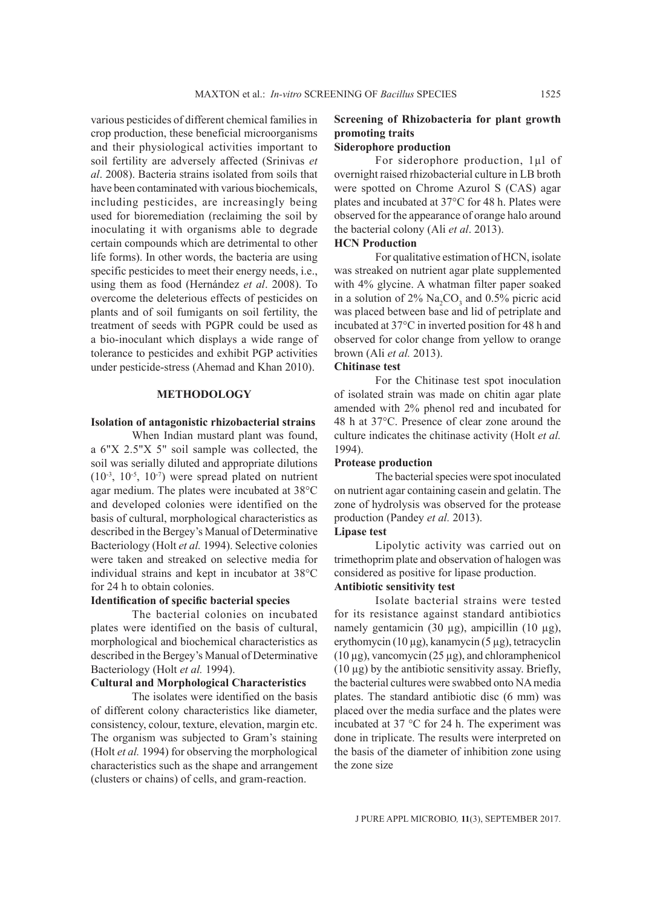various pesticides of different chemical families in crop production, these beneficial microorganisms and their physiological activities important to soil fertility are adversely affected (Srinivas *et al*. 2008). Bacteria strains isolated from soils that have been contaminated with various biochemicals, including pesticides, are increasingly being used for bioremediation (reclaiming the soil by inoculating it with organisms able to degrade certain compounds which are detrimental to other life forms). In other words, the bacteria are using specific pesticides to meet their energy needs, i.e., using them as food (Hernández *et al*. 2008). To overcome the deleterious effects of pesticides on plants and of soil fumigants on soil fertility, the treatment of seeds with PGPR could be used as a bio-inoculant which displays a wide range of tolerance to pesticides and exhibit PGP activities under pesticide-stress (Ahemad and Khan 2010).

## METHODOLOGY

### Isolation of antagonistic rhizobacterial strains

When Indian mustard plant was found, a 6"X 2.5"X 5" soil sample was collected, the soil was serially diluted and appropriate dilutions ($10^{-3}$, $10^{-5}$, $10^{-7}$) were spread plated on nutrient agar medium. The plates were incubated at 38°C and developed colonies were identified on the basis of cultural, morphological characteristics as described in the Bergey's Manual of Determinative Bacteriology (Holt *et al.* 1994). Selective colonies were taken and streaked on selective media for individual strains and kept in incubator at 38°C for 24 h to obtain colonies.

### Identification of specific bacterial species

The bacterial colonies on incubated plates were identified on the basis of cultural, morphological and biochemical characteristics as described in the Bergey's Manual of Determinative Bacteriology (Holt *et al.* 1994).

### Cultural and Morphological Characteristics

The isolates were identified on the basis of different colony characteristics like diameter, consistency, colour, texture, elevation, margin etc. The organism was subjected to Gram's staining (Holt *et al.* 1994) for observing the morphological characteristics such as the shape and arrangement (clusters or chains) of cells, and gram-reaction.

### Screening of Rhizobacteria for plant growth promoting traits

#### Siderophore production

For siderophore production, 1µl of overnight raised rhizobacterial culture in LB broth were spotted on Chrome Azurol S (CAS) agar plates and incubated at 37°C for 48 h. Plates were observed for the appearance of orange halo around the bacterial colony (Ali *et al*. 2013).

#### HCN Production

For qualitative estimation of HCN, isolate was streaked on nutrient agar plate supplemented with 4% glycine. A whatman filter paper soaked in a solution of 2% $Na_2CO_3$ and 0.5% picric acid was placed between base and lid of petriplate and incubated at 37°C in inverted position for 48 h and observed for color change from yellow to orange brown (Ali *et al.* 2013).

#### Chitinase test

For the Chitinase test spot inoculation of isolated strain was made on chitin agar plate amended with 2% phenol red and incubated for 48 h at 37°C. Presence of clear zone around the culture indicates the chitinase activity (Holt *et al.* 1994).

#### Protease production

The bacterial species were spot inoculated on nutrient agar containing casein and gelatin. The zone of hydrolysis was observed for the protease production (Pandey *et al.* 2013).

#### Lipase test

Lipolytic activity was carried out on trimethoprim plate and observation of halogen was considered as positive for lipase production.

#### Antibiotic sensitivity test

Isolate bacterial strains were tested for its resistance against standard antibiotics namely gentamicin (30 µg), ampicillin (10 µg), erythomycin (10 µg), kanamycin (5 µg), tetracyclin (10 µg), vancomycin (25 µg), and chloramphenicol (10 µg) by the antibiotic sensitivity assay. Briefly, the bacterial cultures were swabbed onto NA media plates. The standard antibiotic disc (6 mm) was placed over the media surface and the plates were incubated at 37 °C for 24 h. The experiment was done in triplicate. The results were interpreted on the basis of the diameter of inhibition zone using the zone size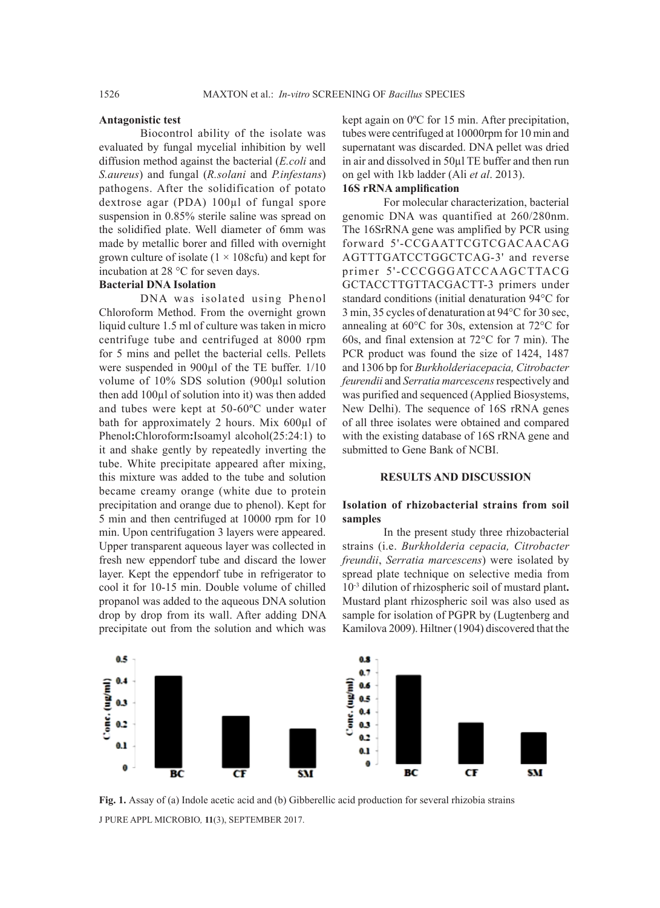**Antagonistic test**

Biocontrol ability of the isolate was evaluated by fungal mycelial inhibition by well diffusion method against the bacterial (*E.coli* and *S.aureus*) and fungal (*R.solani* and *P.infestans*) pathogens. After the solidification of potato dextrose agar (PDA) 100µl of fungal spore suspension in 0.85% sterile saline was spread on the solidified plate. Well diameter of 6mm was made by metallic borer and filled with overnight grown culture of isolate ($1 \times 108$cfu) and kept for incubation at 28 °C for seven days.

**Bacterial DNA Isolation**

DNA was isolated using Phenol Chloroform Method. From the overnight grown liquid culture 1.5 ml of culture was taken in micro centrifuge tube and centrifuged at 8000 rpm for 5 mins and pellet the bacterial cells. Pellets were suspended in 900µl of the TE buffer. 1/10 volume of 10% SDS solution (900µl solution then add 100µl of solution into it) was then added and tubes were kept at 50-60ºC under water bath for approximately 2 hours. Mix 600µl of Phenol**:**Chloroform**:**Isoamyl alcohol(25:24:1) to it and shake gently by repeatedly inverting the tube. White precipitate appeared after mixing, this mixture was added to the tube and solution became creamy orange (white due to protein precipitation and orange due to phenol). Kept for 5 min and then centrifuged at 10000 rpm for 10 min. Upon centrifugation 3 layers were appeared. Upper transparent aqueous layer was collected in fresh new eppendorf tube and discard the lower layer. Kept the eppendorf tube in refrigerator to cool it for 10-15 min. Double volume of chilled propanol was added to the aqueous DNA solution drop by drop from its wall. After adding DNA precipitate out from the solution and which was kept again on 0ºC for 15 min. After precipitation, tubes were centrifuged at 10000rpm for 10 min and supernatant was discarded. DNA pellet was dried in air and dissolved in 50µl TE buffer and then run on gel with 1kb ladder (Ali *et al*. 2013).

**16S rRNA amplification**

For molecular characterization, bacterial genomic DNA was quantified at 260/280nm. The 16SrRNA gene was amplified by PCR using forward 5'-CCGAATTCGTCGACAACAG AGTTTGATCCTGGCTCAG-3' and reverse primer 5'-CCCGGGATCCAAGCTTACG GCTACCTTGTTACGACTT-3 primers under standard conditions (initial denaturation 94°C for 3 min, 35 cycles of denaturation at 94°C for 30 sec, annealing at 60°C for 30s, extension at 72°C for 60s, and final extension at 72°C for 7 min). The PCR product was found the size of 1424, 1487 and 1306 bp for *Burkholderiacepacia, Citrobacter feurendii* and *Serratia marcescens* respectively and was purified and sequenced (Applied Biosystems, New Delhi). The sequence of 16S rRNA genes of all three isolates were obtained and compared with the existing database of 16S rRNA gene and submitted to Gene Bank of NCBI.

## RESULTS AND DISCUSSION

### Isolation of rhizobacterial strains from soil samples

In the present study three rhizobacterial strains (i.e. *Burkholderia cepacia, Citrobacter freundii*, *Serratia marcescens*) were isolated by spread plate technique on selective media from $10^{-3}$ dilution of rhizospheric soil of mustard plant**.** Mustard plant rhizospheric soil was also used as sample for isolation of PGPR by (Lugtenberg and Kamilova 2009). Hiltner (1904) discovered that the

**Fig. 1.** Assay of (a) Indole acetic acid and (b) Gibberellic acid production for several rhizobia strains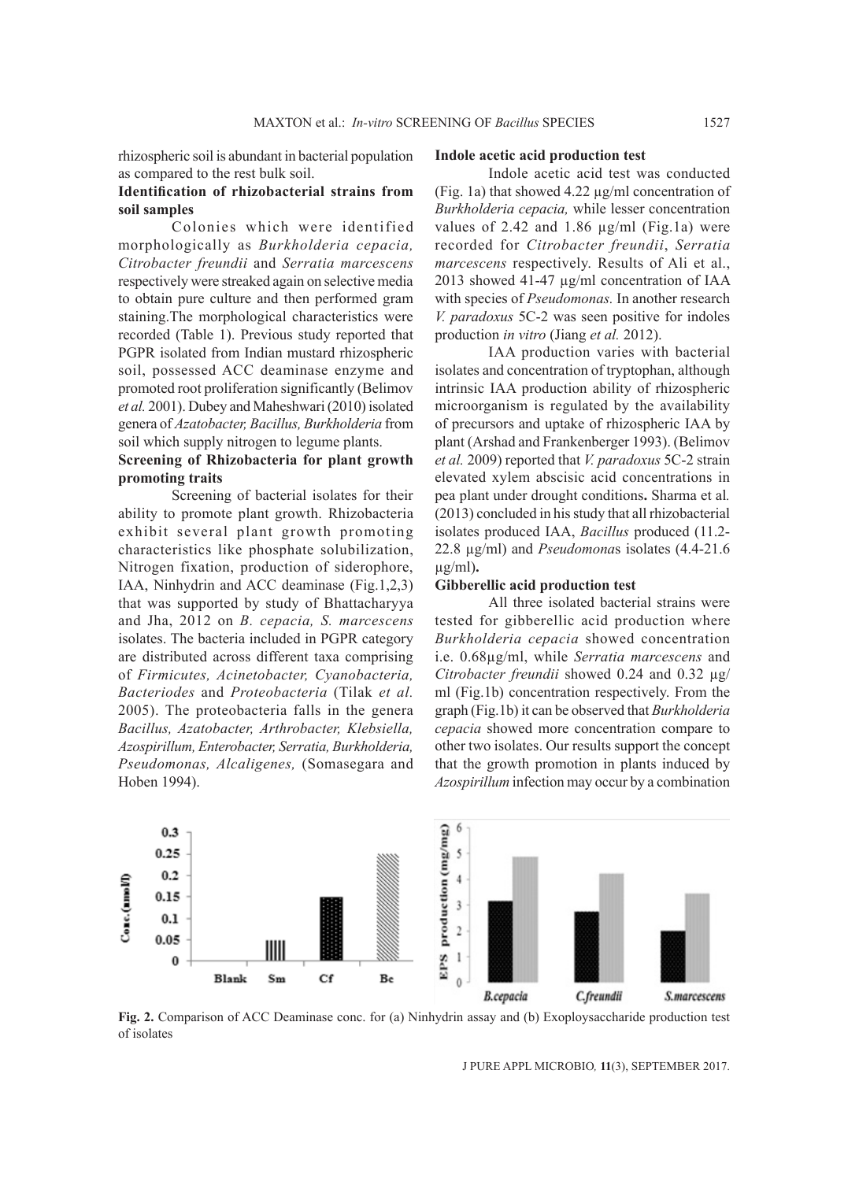rhizospheric soil is abundant in bacterial population as compared to the rest bulk soil.

### Identification of rhizobacterial strains from soil samples

Colonies which were identified morphologically as *Burkholderia cepacia, Citrobacter freundii* and *Serratia marcescens* respectively were streaked again on selective media to obtain pure culture and then performed gram staining.The morphological characteristics were recorded (Table 1). Previous study reported that PGPR isolated from Indian mustard rhizospheric soil, possessed ACC deaminase enzyme and promoted root proliferation significantly (Belimov *et al.* 2001). Dubey and Maheshwari (2010) isolated genera of *Azatobacter, Bacillus, Burkholderia* from soil which supply nitrogen to legume plants.

### Screening of Rhizobacteria for plant growth promoting traits

Screening of bacterial isolates for their ability to promote plant growth. Rhizobacteria exhibit several plant growth promoting characteristics like phosphate solubilization, Nitrogen fixation, production of siderophore, IAA, Ninhydrin and ACC deaminase (Fig.1,2,3) that was supported by study of Bhattacharyya and Jha, 2012 on *B. cepacia, S. marcescens* isolates. The bacteria included in PGPR category are distributed across different taxa comprising of *Firmicutes, Acinetobacter, Cyanobacteria, Bacteriodes* and *Proteobacteria* (Tilak *et al.* 2005). The proteobacteria falls in the genera *Bacillus, Azatobacter, Arthrobacter, Klebsiella, Azospirillum, Enterobacter, Serratia, Burkholderia, Pseudomonas, Alcaligenes,* (Somasegara and Hoben 1994).

### Indole acetic acid production test

Indole acetic acid test was conducted (Fig. 1a) that showed 4.22 µg/ml concentration of *Burkholderia cepacia,* while lesser concentration values of 2.42 and 1.86 µg/ml (Fig.1a) were recorded for *Citrobacter freundii*, *Serratia marcescens* respectively. Results of Ali et al., 2013 showed 41-47 µg/ml concentration of IAA with species of *Pseudomonas.* In another research *V. paradoxus* 5C-2 was seen positive for indoles production *in vitro* (Jiang *et al.* 2012).

IAA production varies with bacterial isolates and concentration of tryptophan, although intrinsic IAA production ability of rhizospheric microorganism is regulated by the availability of precursors and uptake of rhizospheric IAA by plant (Arshad and Frankenberger 1993). (Belimov *et al.* 2009) reported that *V. paradoxus* 5C-2 strain elevated xylem abscisic acid concentrations in pea plant under drought conditions**.** Sharma et al*.* (2013) concluded in his study that all rhizobacterial isolates produced IAA, *Bacillus* produced (11.2-22.8 µg/ml) and *Pseudomonas* isolates (4.4-21.6 µg/ml)**.**

### Gibberellic acid production test

All three isolated bacterial strains were tested for gibberellic acid production where *Burkholderia cepacia* showed concentration i.e. 0.68µg/ml, while *Serratia marcescens* and *Citrobacter freundii* showed 0.24 and 0.32 µg/ml (Fig.1b) concentration respectively. From the graph (Fig.1b) it can be observed that *Burkholderia cepacia* showed more concentration compare to other two isolates. Our results support the concept that the growth promotion in plants induced by *Azospirillum* infection may occur by a combination

**Fig. 2.** Comparison of ACC Deaminase conc. for (a) Ninhydrin assay and (b) Exoploysaccharide production test of isolates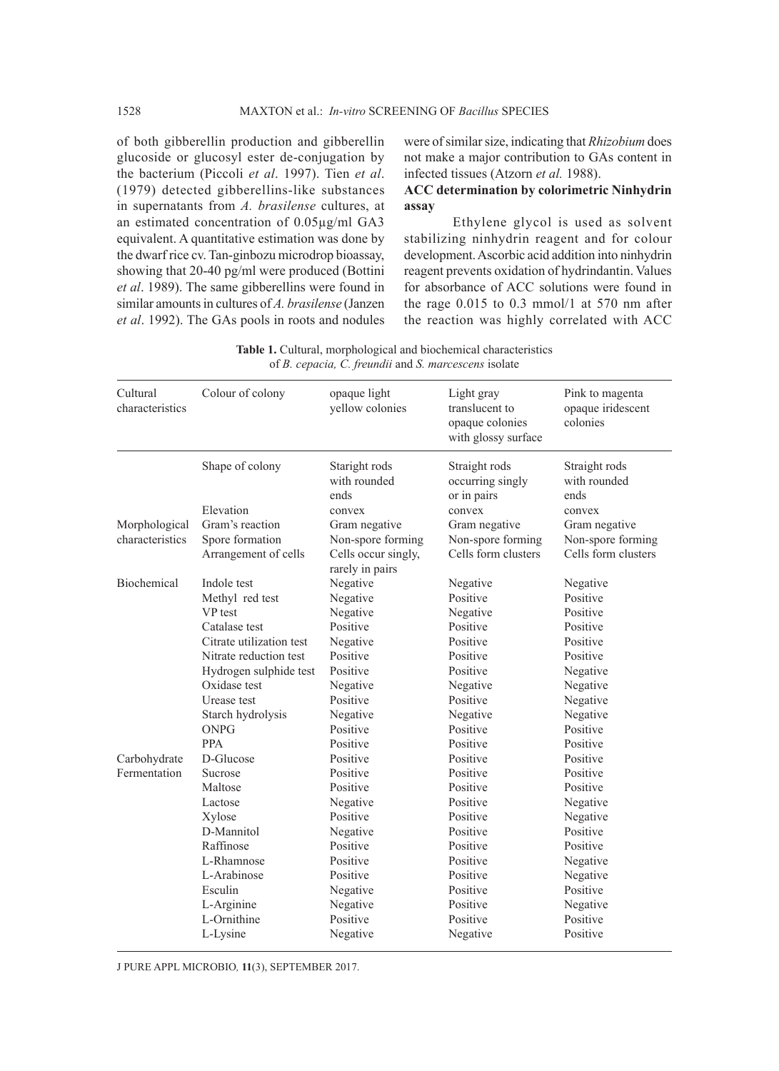of both gibberellin production and gibberellin glucoside or glucosyl ester de-conjugation by the bacterium (Piccoli *et al*. 1997). Tien *et al*. (1979) detected gibberellins-like substances in supernatants from *A. brasilense* cultures, at an estimated concentration of 0.05µg/ml GA3 equivalent. A quantitative estimation was done by the dwarf rice cv. Tan-ginbozu microdrop bioassay, showing that 20-40 pg/ml were produced (Bottini *et al*. 1989). The same gibberellins were found in similar amounts in cultures of *A. brasilense* (Janzen *et al*. 1992). The GAs pools in roots and nodules were of similar size, indicating that *Rhizobium* does not make a major contribution to GAs content in infected tissues (Atzorn *et al.* 1988).

**ACC determination by colorimetric Ninhydrin assay**

Ethylene glycol is used as solvent stabilizing ninhydrin reagent and for colour development. Ascorbic acid addition into ninhydrin reagent prevents oxidation of hydrindantin. Values for absorbance of ACC solutions were found in the rage 0.015 to 0.3 mmol/1 at 570 nm after the reaction was highly correlated with ACC

**Table 1.** Cultural, morphological and biochemical characteristics of *B. cepacia, C. freundii* and *S. marcescens* isolate

| Cultural characteristics | Colour of colony | opaque light yellow colonies | Light gray translucent to opaque colonies with glossy surface | Pink to magenta opaque iridescent colonies |
|---|---|---|---|---|
| | Shape of colony | Staright rods with rounded ends | Straight rods occurring singly or in pairs | Straight rods with rounded ends |
| | Elevation | convex | convex | convex |
| Morphological characteristics | Gram's reaction | Gram negative | Gram negative | Gram negative |
| | Spore formation | Non-spore forming | Non-spore forming | Non-spore forming |
| | Arrangement of cells | Cells occur singly, rarely in pairs | Cells form clusters | Cells form clusters |
| Biochemical | Indole test | Negative | Negative | Negative |
| | Methyl red test | Negative | Positive | Positive |
| | VP test | Negative | Negative | Positive |
| | Catalase test | Positive | Positive | Positive |
| | Citrate utilization test | Negative | Positive | Positive |
| | Nitrate reduction test | Positive | Positive | Positive |
| | Hydrogen sulphide test | Positive | Positive | Negative |
| | Oxidase test | Negative | Negative | Negative |
| | Urease test | Positive | Positive | Negative |
| | Starch hydrolysis | Negative | Negative | Negative |
| | ONPG | Positive | Positive | Positive |
| | PPA | Positive | Positive | Positive |
| Carbohydrate Fermentation | D-Glucose | Positive | Positive | Positive |
| | Sucrose | Positive | Positive | Positive |
| | Maltose | Positive | Positive | Positive |
| | Lactose | Negative | Positive | Negative |
| | Xylose | Positive | Positive | Negative |
| | D-Mannitol | Negative | Positive | Positive |
| | Raffinose | Positive | Positive | Positive |
| | L-Rhamnose | Positive | Positive | Negative |
| | L-Arabinose | Positive | Positive | Negative |
| | Esculin | Negative | Positive | Positive |
| | L-Arginine | Negative | Positive | Negative |
| | L-Ornithine | Positive | Positive | Positive |
| | L-Lysine | Negative | Negative | Positive |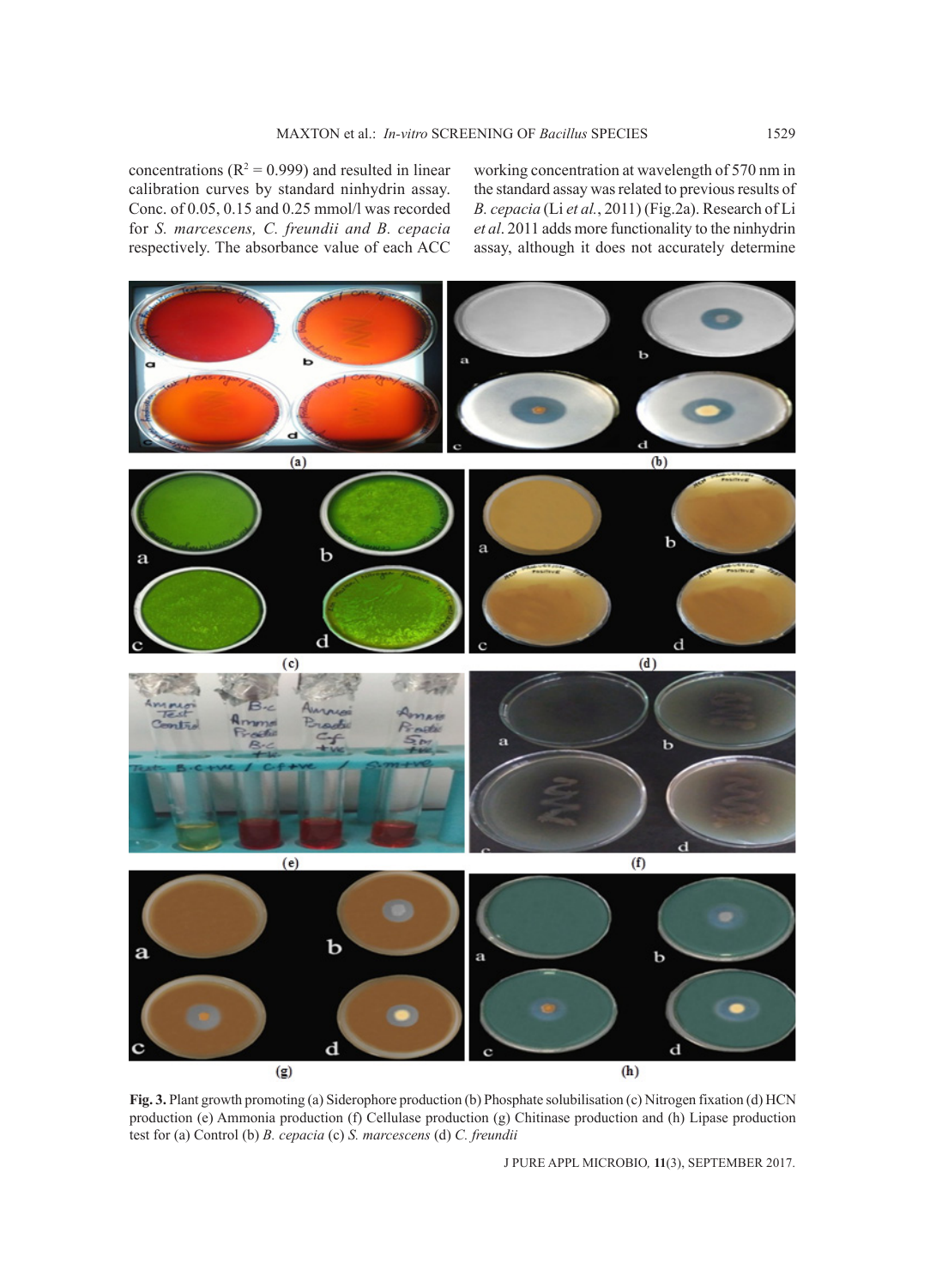concentrations ($R^2 = 0.999$) and resulted in linear calibration curves by standard ninhydrin assay. Conc. of 0.05, 0.15 and 0.25 mmol/l was recorded for *S. marcescens, C. freundii and B. cepacia* respectively. The absorbance value of each ACC working concentration at wavelength of 570 nm in the standard assay was related to previous results of *B. cepacia* (Li *et al.*, 2011) (Fig.2a). Research of Li *et al.* 2011 adds more functionality to the ninhydrin assay, although it does not accurately determine

**Fig. 3.** Plant growth promoting (a) Siderophore production (b) Phosphate solubilisation (c) Nitrogen fixation (d) HCN production (e) Ammonia production (f) Cellulase production (g) Chitinase production and (h) Lipase production test for (a) Control (b) *B. cepacia* (c) *S. marcescens* (d) *C. freundii*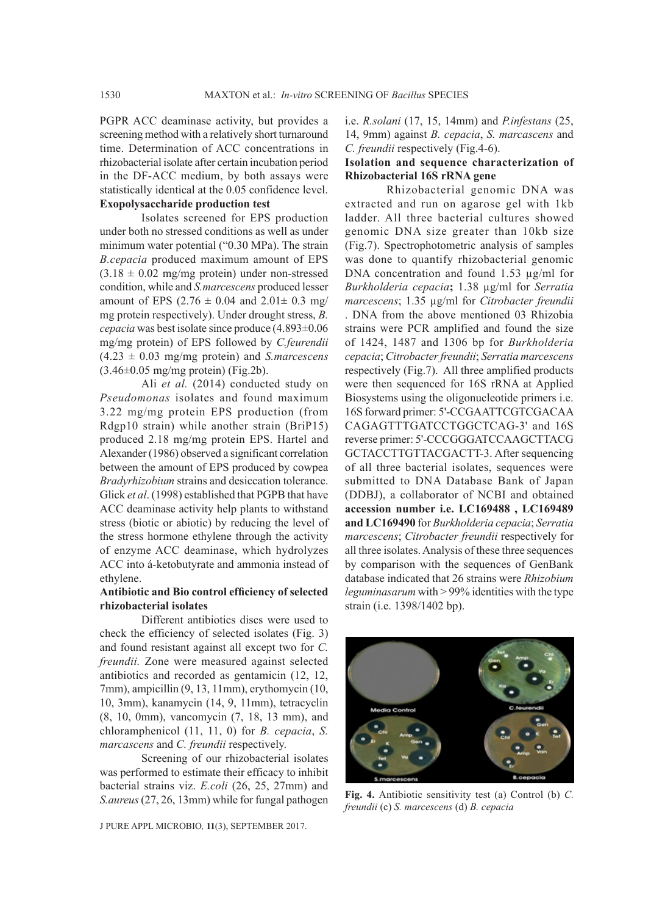PGPR ACC deaminase activity, but provides a screening method with a relatively short turnaround time. Determination of ACC concentrations in rhizobacterial isolate after certain incubation period in the DF-ACC medium, by both assays were statistically identical at the 0.05 confidence level.

**Exopolysaccharide production test**

Isolates screened for EPS production under both no stressed conditions as well as under minimum water potential ("0.30 MPa). The strain *B.cepacia* produced maximum amount of EPS ($3.18 \pm 0.02$ mg/mg protein) under non-stressed condition, while and *S.marcescens* produced lesser amount of EPS ($2.76 \pm 0.04$ and $2.01\pm 0.3$ mg/mg protein respectively). Under drought stress, *B. cepacia* was best isolate since produce ($4.893\pm0.06$ mg/mg protein) of EPS followed by *C.feurendii* ($4.23 \pm 0.03$ mg/mg protein) and *S.marcescens* ($3.46\pm0.05$ mg/mg protein) (Fig.2b).

Ali *et al.* (2014) conducted study on *Pseudomonas* isolates and found maximum 3.22 mg/mg protein EPS production (from Rdgp10 strain) while another strain (BriP15) produced 2.18 mg/mg protein EPS. Hartel and Alexander (1986) observed a significant correlation between the amount of EPS produced by cowpea *Bradyrhizobium* strains and desiccation tolerance. Glick *et al*. (1998) established that PGPB that have ACC deaminase activity help plants to withstand stress (biotic or abiotic) by reducing the level of the stress hormone ethylene through the activity of enzyme ACC deaminase, which hydrolyzes ACC into á-ketobutyrate and ammonia instead of ethylene.

**Antibiotic and Bio control efficiency of selected rhizobacterial isolates**

Different antibiotics discs were used to check the efficiency of selected isolates (Fig. 3) and found resistant against all except two for *C. freundii.* Zone were measured against selected antibiotics and recorded as gentamicin (12, 12, 7mm), ampicillin (9, 13, 11mm), erythomycin (10, 10, 3mm), kanamycin (14, 9, 11mm), tetracyclin (8, 10, 0mm), vancomycin (7, 18, 13 mm), and chloramphenicol (11, 11, 0) for *B. cepacia*, *S. marcascens* and *C. freundii* respectively.

Screening of our rhizobacterial isolates was performed to estimate their efficacy to inhibit bacterial strains viz. *E.coli* (26, 25, 27mm) and *S.aureus* (27, 26, 13mm) while for fungal pathogen i.e. *R.solani* (17, 15, 14mm) and *P.infestans* (25, 14, 9mm) against *B. cepacia*, *S. marcascens* and *C. freundii* respectively (Fig.4-6).

**Isolation and sequence characterization of Rhizobacterial 16S rRNA gene**

Rhizobacterial genomic DNA was extracted and run on agarose gel with 1kb ladder. All three bacterial cultures showed genomic DNA size greater than 10kb size (Fig.7). Spectrophotometric analysis of samples was done to quantify rhizobacterial genomic DNA concentration and found 1.53 µg/ml for *Burkholderia cepacia***;** 1.38 µg/ml for *Serratia marcescens*; 1.35 µg/ml for *Citrobacter freundii* . DNA from the above mentioned 03 Rhizobia strains were PCR amplified and found the size of 1424, 1487 and 1306 bp for *Burkholderia cepacia*; *Citrobacter freundii*; *Serratia marcescens* respectively (Fig.7). All three amplified products were then sequenced for 16S rRNA at Applied Biosystems using the oligonucleotide primers i.e. 16S forward primer: 5'-CCGAATTCGTCGACAACAGAGTTTGATCCTGGCTCAG-3' and 16S reverse primer: 5'-CCCGGGATCCAAGCTTACGGCTACCTTGTTACGACTT-3. After sequencing of all three bacterial isolates, sequences were submitted to DNA Database Bank of Japan (DDBJ), a collaborator of NCBI and obtained **accession number i.e. LC169488 , LC169489 and LC169490** for *Burkholderia cepacia*; *Serratia marcescens*; *Citrobacter freundii* respectively for all three isolates. Analysis of these three sequences by comparison with the sequences of GenBank database indicated that 26 strains were *Rhizobium leguminasarum* with > 99% identities with the type strain (i.e. 1398/1402 bp).

**Fig. 4.** Antibiotic sensitivity test (a) Control (b) *C. freundii* (c) *S. marcescens* (d) *B. cepacia*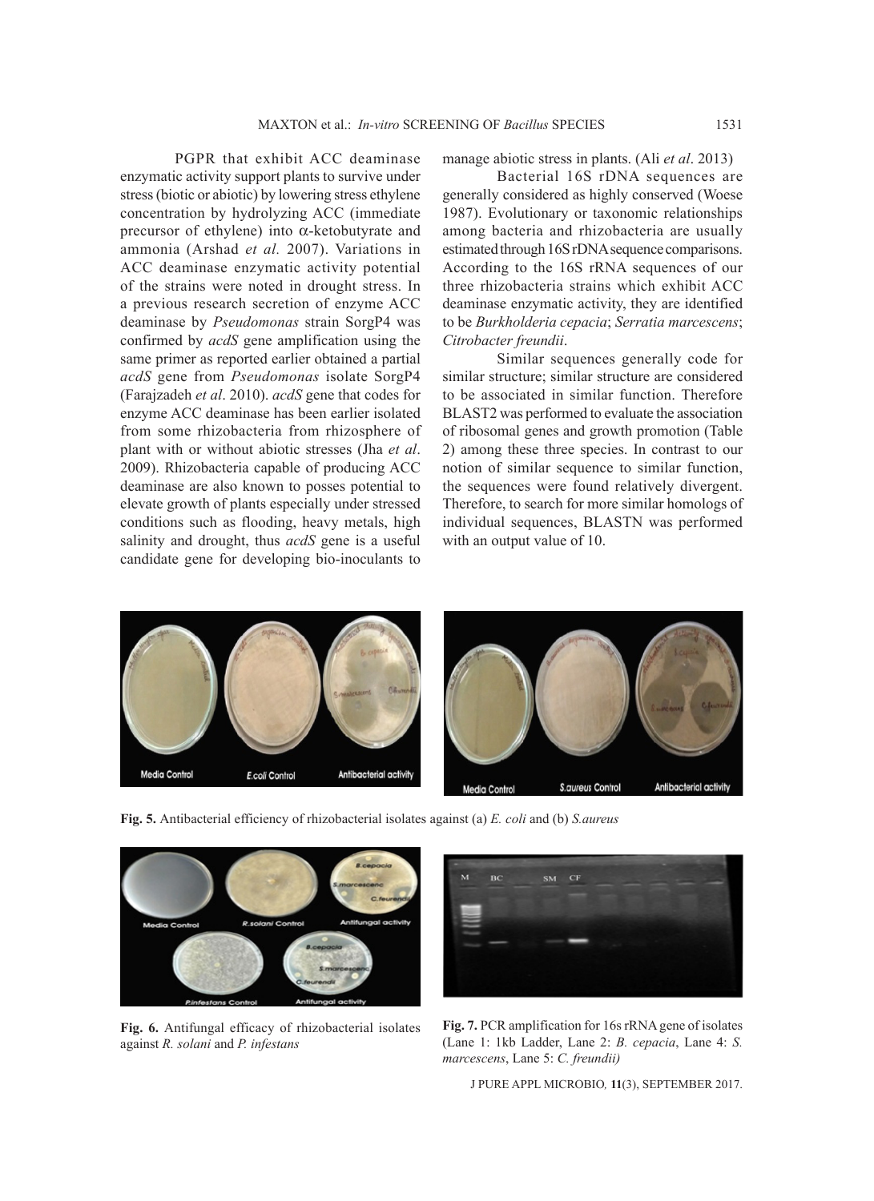PGPR that exhibit ACC deaminase enzymatic activity support plants to survive under stress (biotic or abiotic) by lowering stress ethylene concentration by hydrolyzing ACC (immediate precursor of ethylene) into $\alpha$-ketobutyrate and ammonia (Arshad *et al.* 2007). Variations in ACC deaminase enzymatic activity potential of the strains were noted in drought stress. In a previous research secretion of enzyme ACC deaminase by *Pseudomonas* strain SorgP4 was confirmed by *acdS* gene amplification using the same primer as reported earlier obtained a partial *acdS* gene from *Pseudomonas* isolate SorgP4 (Farajzadeh *et al*. 2010). *acdS* gene that codes for enzyme ACC deaminase has been earlier isolated from some rhizobacteria from rhizosphere of plant with or without abiotic stresses (Jha *et al*. 2009). Rhizobacteria capable of producing ACC deaminase are also known to posses potential to elevate growth of plants especially under stressed conditions such as flooding, heavy metals, high salinity and drought, thus *acdS* gene is a useful candidate gene for developing bio-inoculants to manage abiotic stress in plants. (Ali *et al*. 2013)

Bacterial 16S rDNA sequences are generally considered as highly conserved (Woese 1987). Evolutionary or taxonomic relationships among bacteria and rhizobacteria are usually estimated through 16S rDNA sequence comparisons. According to the 16S rRNA sequences of our three rhizobacteria strains which exhibit ACC deaminase enzymatic activity, they are identified to be *Burkholderia cepacia*; *Serratia marcescens*; *Citrobacter freundii*.

Similar sequences generally code for similar structure; similar structure are considered to be associated in similar function. Therefore BLAST2 was performed to evaluate the association of ribosomal genes and growth promotion (Table 2) among these three species. In contrast to our notion of similar sequence to similar function, the sequences were found relatively divergent. Therefore, to search for more similar homologs of individual sequences, BLASTN was performed with an output value of 10.

**Fig. 5.** Antibacterial efficiency of rhizobacterial isolates against (a) *E. coli* and (b) *S.aureus*

**Fig. 6.** Antifungal efficacy of rhizobacterial isolates against *R. solani* and *P. infestans*

**Fig. 7.** PCR amplification for 16s rRNA gene of isolates (Lane 1: 1kb Ladder, Lane 2: *B. cepacia*, Lane 4: *S. marcescens*, Lane 5: *C. freundii)*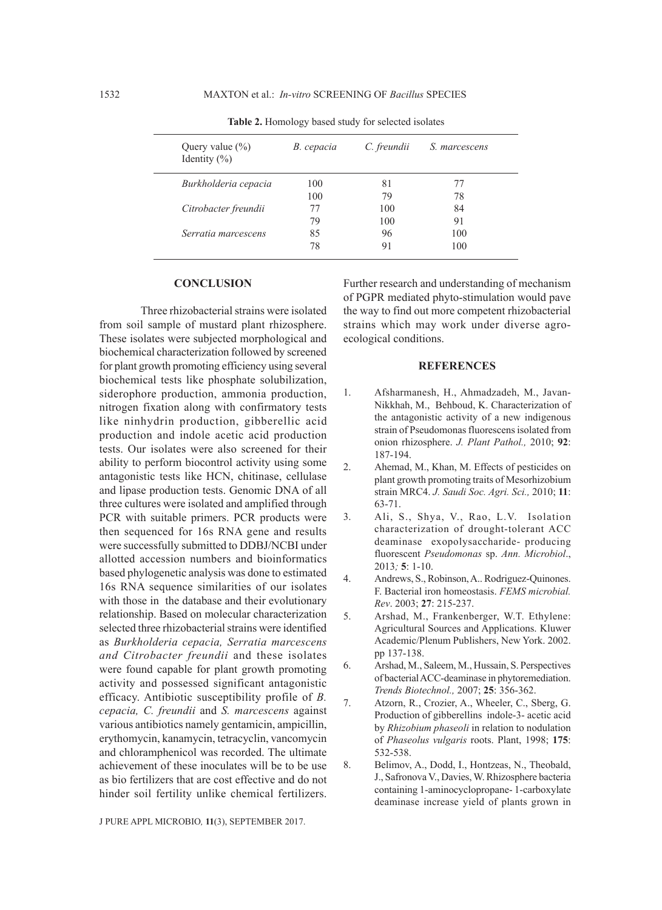**Table 2.** Homology based study for selected isolates

| Query value (%) Identity (%) | *B. cepacia* | *C. freundii* | *S. marcescens* |
|---|---|---|---|
| *Burkholderia cepacia* | 100 | 81 | 77 |
| | 100 | 79 | 78 |
| *Citrobacter freundii* | 77 | 100 | 84 |
| | 79 | 100 | 91 |
| *Serratia marcescens* | 85 | 96 | 100 |
| | 78 | 91 | 100 |

## CONCLUSION

Three rhizobacterial strains were isolated from soil sample of mustard plant rhizosphere. These isolates were subjected morphological and biochemical characterization followed by screened for plant growth promoting efficiency using several biochemical tests like phosphate solubilization, siderophore production, ammonia production, nitrogen fixation along with confirmatory tests like ninhydrin production, gibberellic acid production and indole acetic acid production tests. Our isolates were also screened for their ability to perform biocontrol activity using some antagonistic tests like HCN, chitinase, cellulase and lipase production tests. Genomic DNA of all three cultures were isolated and amplified through PCR with suitable primers. PCR products were then sequenced for 16s RNA gene and results were successfully submitted to DDBJ/NCBI under allotted accession numbers and bioinformatics based phylogenetic analysis was done to estimated 16s RNA sequence similarities of our isolates with those in the database and their evolutionary relationship. Based on molecular characterization selected three rhizobacterial strains were identified as *Burkholderia cepacia, Serratia marcescens and Citrobacter freundii* and these isolates were found capable for plant growth promoting activity and possessed significant antagonistic efficacy. Antibiotic susceptibility profile of *B. cepacia, C. freundii* and *S. marcescens* against various antibiotics namely gentamicin, ampicillin, erythomycin, kanamycin, tetracyclin, vancomycin and chloramphenicol was recorded. The ultimate achievement of these inoculates will be to be use as bio fertilizers that are cost effective and do not hinder soil fertility unlike chemical fertilizers. Further research and understanding of mechanism of PGPR mediated phyto-stimulation would pave the way to find out more competent rhizobacterial strains which may work under diverse agro-ecological conditions.

## REFERENCES

1. Afsharmanesh, H., Ahmadzadeh, M., Javan-Nikkhah, M., Behboud, K. Characterization of the antagonistic activity of a new indigenous strain of Pseudomonas fluorescens isolated from onion rhizosphere. *J. Plant Pathol.,* 2010; **92**: 187-194.
2. Ahemad, M., Khan, M. Effects of pesticides on plant growth promoting traits of Mesorhizobium strain MRC4. *J. Saudi Soc. Agri. Sci.,* 2010; **11**: 63-71.
3. Ali, S., Shya, V., Rao, L.V. Isolation characterization of drought-tolerant ACC deaminase exopolysaccharide- producing fluorescent *Pseudomonas* sp. *Ann. Microbiol*., 2013*;* **5**: 1-10.
4. Andrews, S., Robinson, A.. Rodriguez-Quinones. F. Bacterial iron homeostasis. *FEMS microbial. Rev*. 2003; **27**: 215-237.
5. Arshad, M., Frankenberger, W.T. Ethylene: Agricultural Sources and Applications. Kluwer Academic/Plenum Publishers, New York. 2002. pp 137-138.
6. Arshad, M., Saleem, M., Hussain, S. Perspectives of bacterial ACC-deaminase in phytoremediation. *Trends Biotechnol.,* 2007; **25**: 356-362.
7. Atzorn, R., Crozier, A., Wheeler, C., Sberg, G. Production of gibberellins indole-3- acetic acid by *Rhizobium phaseoli* in relation to nodulation of *Phaseolus vulgaris* roots. Plant, 1998; **175**: 532-538.
8. Belimov, A., Dodd, I., Hontzeas, N., Theobald, J., Safronova V., Davies, W. Rhizosphere bacteria containing 1-aminocyclopropane- 1-carboxylate deaminase increase yield of plants grown in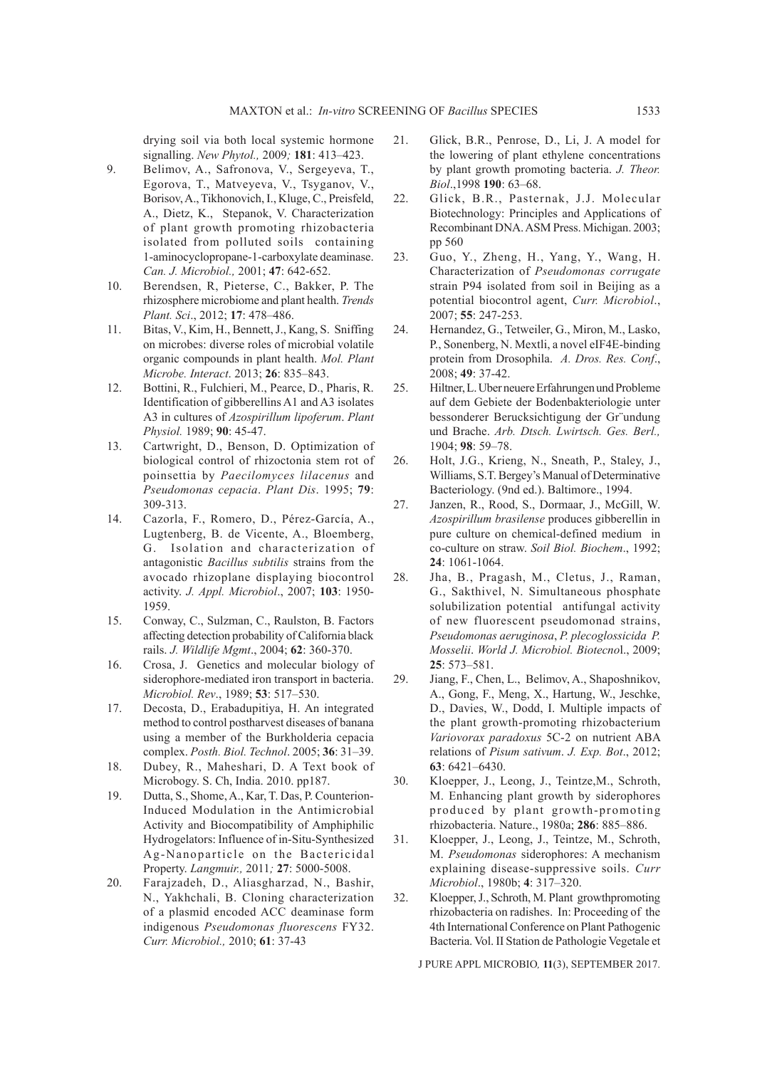drying soil via both local systemic hormone signalling. *New Phytol.,* 2009*;* **181**: 413–423.

9. Belimov, A., Safronova, V., Sergeyeva, T., Egorova, T., Matveyeva, V., Tsyganov, V., Borisov, A., Tikhonovich, I., Kluge, C., Preisfeld, A., Dietz, K., Stepanok, V. Characterization of plant growth promoting rhizobacteria isolated from polluted soils containing 1-aminocyclopropane-1-carboxylate deaminase. *Can. J. Microbiol.,* 2001; **47**: 642-652.
10. Berendsen, R, Pieterse, C., Bakker, P. The rhizosphere microbiome and plant health. *Trends Plant. Sci*., 2012; **17**: 478–486.
11. Bitas, V., Kim, H., Bennett, J., Kang, S. Sniffing on microbes: diverse roles of microbial volatile organic compounds in plant health. *Mol. Plant Microbe. Interact*. 2013; **26**: 835–843.
12. Bottini, R., Fulchieri, M., Pearce, D., Pharis, R. Identification of gibberellins A1 and A3 isolates A3 in cultures of *Azospirillum lipoferum*. *Plant Physiol.* 1989; **90**: 45-47.
13. Cartwright, D., Benson, D. Optimization of biological control of rhizoctonia stem rot of poinsettia by *Paecilomyces lilacenus* and *Pseudomonas cepacia*. *Plant Dis*. 1995; **79**: 309-313.
14. Cazorla, F., Romero, D., Pérez-García, A., Lugtenberg, B. de Vicente, A., Bloemberg, G. Isolation and characterization of antagonistic *Bacillus subtilis* strains from the avocado rhizoplane displaying biocontrol activity. *J. Appl. Microbiol*., 2007; **103**: 1950-1959.
15. Conway, C., Sulzman, C., Raulston, B. Factors affecting detection probability of California black rails. *J. Wildlife Mgmt*., 2004; **62**: 360-370.
16. Crosa, J. Genetics and molecular biology of siderophore-mediated iron transport in bacteria. *Microbiol. Rev*., 1989; **53**: 517–530.
17. Decosta, D., Erabadupitiya, H. An integrated method to control postharvest diseases of banana using a member of the Burkholderia cepacia complex. *Posth. Biol. Technol*. 2005; **36**: 31–39.
18. Dubey, R., Maheshari, D. A Text book of Microbogy. S. Ch, India. 2010. pp187.
19. Dutta, S., Shome, A., Kar, T. Das, P. Counterion-Induced Modulation in the Antimicrobial Activity and Biocompatibility of Amphiphilic Hydrogelators: Influence of in-Situ-Synthesized Ag-Nanoparticle on the Bactericidal Property. *Langmuir.,* 2011*;* **27**: 5000-5008.
20. Farajzadeh, D., Aliasgharzad, N., Bashir, N., Yakhchali, B. Cloning characterization of a plasmid encoded ACC deaminase form indigenous *Pseudomonas fluorescens* FY32. *Curr. Microbiol.,* 2010; **61**: 37-43
21. Glick, B.R., Penrose, D., Li, J. A model for the lowering of plant ethylene concentrations by plant growth promoting bacteria. *J. Theor. Biol*.,1998 **190**: 63–68.
22. Glick, B.R., Pasternak, J.J. Molecular Biotechnology: Principles and Applications of Recombinant DNA. ASM Press. Michigan. 2003; pp 560
23. Guo, Y., Zheng, H., Yang, Y., Wang, H. Characterization of *Pseudomonas corrugate* strain P94 isolated from soil in Beijing as a potential biocontrol agent, *Curr. Microbiol*., 2007; **55**: 247-253.
24. Hernandez, G., Tetweiler, G., Miron, M., Lasko, P., Sonenberg, N. Mextli, a novel eIF4E-binding protein from Drosophila. *A. Dros. Res. Conf*., 2008; **49**: 37-42.
25. Hiltner, L. Uber neuere Erfahrungen und Probleme auf dem Gebiete der Bodenbakteriologie unter bessonderer Berucksichtigung der Gr¨undung und Brache. *Arb. Dtsch. Lwirtsch. Ges. Berl.,* 1904; **98**: 59–78.
26. Holt, J.G., Krieng, N., Sneath, P., Staley, J., Williams, S.T. Bergey's Manual of Determinative Bacteriology. (9nd ed.). Baltimore., 1994.
27. Janzen, R., Rood, S., Dormaar, J., McGill, W. *Azospirillum brasilense* produces gibberellin in pure culture on chemical-defined medium in co-culture on straw. *Soil Biol. Biochem*., 1992; **24**: 1061-1064.
28. Jha, B., Pragash, M., Cletus, J., Raman, G., Sakthivel, N. Simultaneous phosphate solubilization potential antifungal activity of new fluorescent pseudomonad strains, *Pseudomonas aeruginosa*, *P. plecoglossicida P. Mosselii*. *World J. Microbiol. Biotecno*l., 2009; **25**: 573–581.
29. Jiang, F., Chen, L., Belimov, A., Shaposhnikov, A., Gong, F., Meng, X., Hartung, W., Jeschke, D., Davies, W., Dodd, I. Multiple impacts of the plant growth-promoting rhizobacterium *Variovorax paradoxus* 5C-2 on nutrient ABA relations of *Pisum sativum*. *J. Exp. Bot*., 2012; **63**: 6421–6430.
30. Kloepper, J., Leong, J., Teintze,M., Schroth, M. Enhancing plant growth by siderophores produced by plant growth-promoting rhizobacteria. Nature., 1980a; **286**: 885–886.
31. Kloepper, J., Leong, J., Teintze, M., Schroth, M. *Pseudomonas* siderophores: A mechanism explaining disease-suppressive soils. *Curr Microbiol*., 1980b; **4**: 317–320.
32. Kloepper, J., Schroth, M. Plant growthpromoting rhizobacteria on radishes. In: Proceeding of the 4th International Conference on Plant Pathogenic Bacteria. Vol. II Station de Pathologie Vegetale et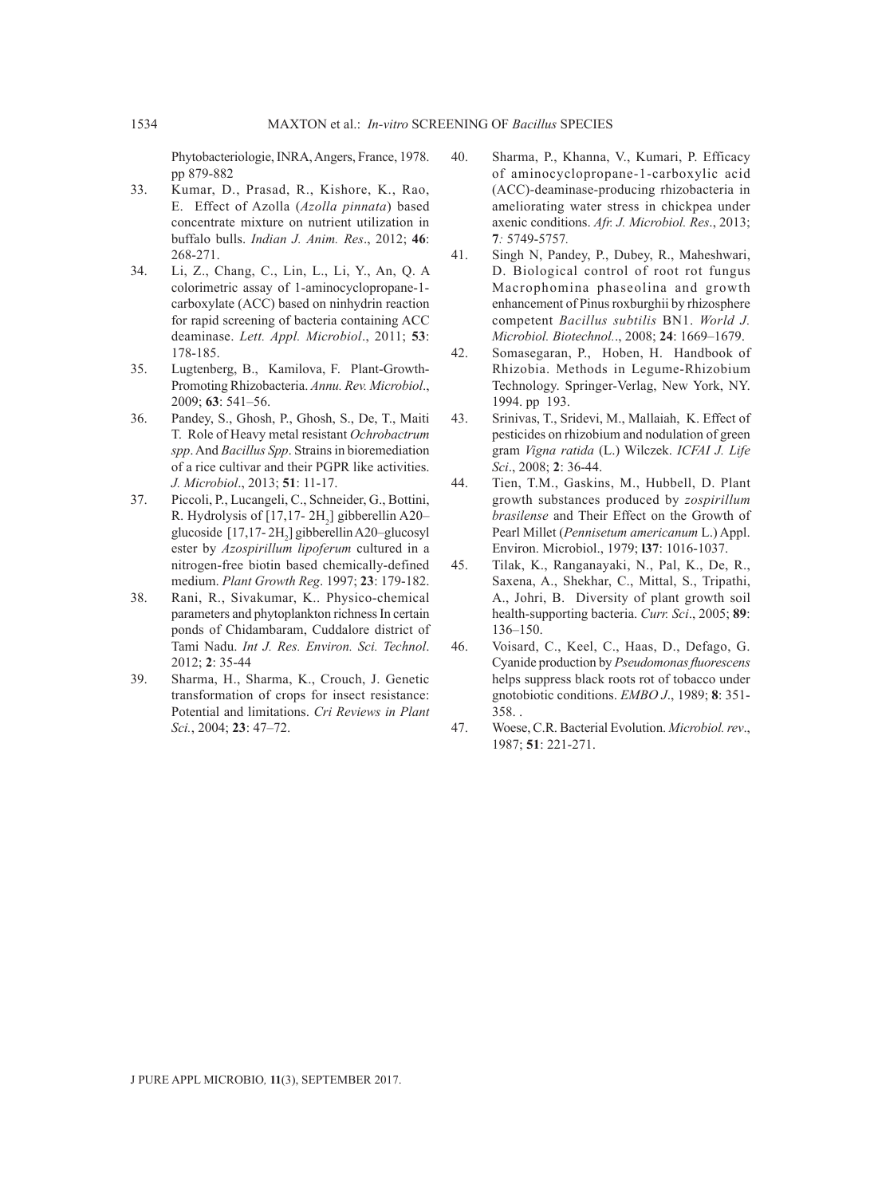Phytobacteriologie, INRA, Angers, France, 1978. pp 879-882

33. Kumar, D., Prasad, R., Kishore, K., Rao, E. Effect of Azolla (*Azolla pinnata*) based concentrate mixture on nutrient utilization in buffalo bulls. *Indian J. Anim. Res*., 2012; **46**: 268-271.
34. Li, Z., Chang, C., Lin, L., Li, Y., An, Q. A colorimetric assay of 1-aminocyclopropane-1-carboxylate (ACC) based on ninhydrin reaction for rapid screening of bacteria containing ACC deaminase. *Lett. Appl. Microbiol*., 2011; **53**: 178-185.
35. Lugtenberg, B., Kamilova, F. Plant-Growth-Promoting Rhizobacteria. *Annu. Rev. Microbiol*., 2009; **63**: 541–56.
36. Pandey, S., Ghosh, P., Ghosh, S., De, T., Maiti T. Role of Heavy metal resistant *Ochrobactrum spp*. And *Bacillus Spp*. Strains in bioremediation of a rice cultivar and their PGPR like activities. *J. Microbiol*., 2013; **51**: 11-17.
37. Piccoli, P., Lucangeli, C., Schneider, G., Bottini, R. Hydrolysis of [17,17- $2H_2$] gibberellin A20–glucoside [17,17- $2H_2$] gibberellin A20–glucosyl ester by *Azospirillum lipoferum* cultured in a nitrogen-free biotin based chemically-defined medium. *Plant Growth Reg*. 1997; **23**: 179-182.
38. Rani, R., Sivakumar, K.. Physico-chemical parameters and phytoplankton richness In certain ponds of Chidambaram, Cuddalore district of Tami Nadu. *Int J. Res. Environ. Sci. Technol*. 2012; **2**: 35-44
39. Sharma, H., Sharma, K., Crouch, J. Genetic transformation of crops for insect resistance: Potential and limitations. *Cri Reviews in Plant Sci.*, 2004; **23**: 47–72.
40. Sharma, P., Khanna, V., Kumari, P. Efficacy of aminocyclopropane-1-carboxylic acid (ACC)-deaminase-producing rhizobacteria in ameliorating water stress in chickpea under axenic conditions. *Afr. J. Microbiol. Res*., 2013; **7**: 5749-5757.
41. Singh N, Pandey, P., Dubey, R., Maheshwari, D. Biological control of root rot fungus Macrophomina phaseolina and growth enhancement of Pinus roxburghii by rhizosphere competent *Bacillus subtilis* BN1. *World J. Microbiol. Biotechnol.*., 2008; **24**: 1669–1679.
42. Somasegaran, P., Hoben, H. Handbook of Rhizobia. Methods in Legume-Rhizobium Technology. Springer-Verlag, New York, NY. 1994. pp 193.
43. Srinivas, T., Sridevi, M., Mallaiah, K. Effect of pesticides on rhizobium and nodulation of green gram *Vigna ratida* (L.) Wilczek. *ICFAI J. Life Sci*., 2008; **2**: 36-44.
44. Tien, T.M., Gaskins, M., Hubbell, D. Plant growth substances produced by *zospirillum brasilense* and Their Effect on the Growth of Pearl Millet (*Pennisetum americanum* L.) Appl. Environ. Microbiol., 1979; **l37**: 1016-1037.
45. Tilak, K., Ranganayaki, N., Pal, K., De, R., Saxena, A., Shekhar, C., Mittal, S., Tripathi, A., Johri, B. Diversity of plant growth soil health-supporting bacteria. *Curr. Sci*., 2005; **89**: 136–150.
46. Voisard, C., Keel, C., Haas, D., Defago, G. Cyanide production by *Pseudomonas fluorescens* helps suppress black roots rot of tobacco under gnotobiotic conditions. *EMBO J*., 1989; **8**: 351-358. .
47. Woese, C.R. Bacterial Evolution. *Microbiol. rev*., 1987; **51**: 221-271.